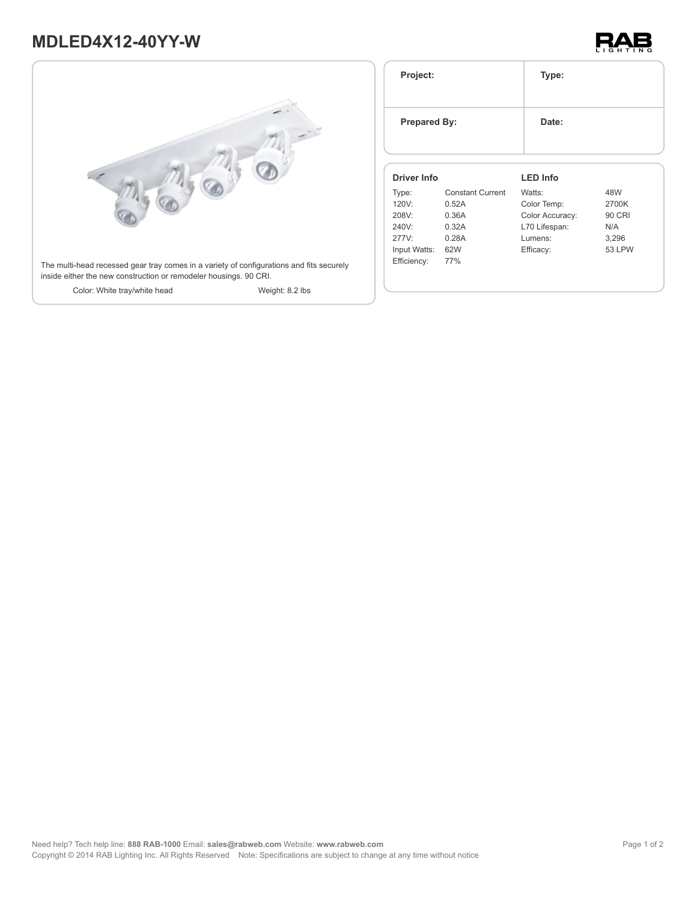# MDLED4X12-40YY-W

The multi-head recessed gear tray comes in a variety of configurations and fits securely inside either the new construction or remodeler housings. 90 CRI.

Color: White tray/white head

Weight: 8.2 lbs

| Project: | Type: |
|---|---|
| **Prepared By:** | **Date:** |

### Driver Info

| | |
|---|---|
| Type: | Constant Current |
| 120V: | 0.52A |
| 208V: | 0.36A |
| 240V: | 0.32A |
| 277V: | 0.28A |
| Input Watts: | 62W |
| Efficiency: | 77% |

### LED Info

| | |
|---|---|
| Watts: | 48W |
| Color Temp: | 2700K |
| Color Accuracy: | 90 CRI |
| L70 Lifespan: | N/A |
| Lumens: | 3,296 |
| Efficacy: | 53 LPW |

Need help? Tech help line: **888 RAB-1000** Email: **sales@rabweb.com** Website: **www.rabweb.com**
Copyright © 2014 RAB Lighting Inc. All Rights Reserved Note: Specifications are subject to change at any time without notice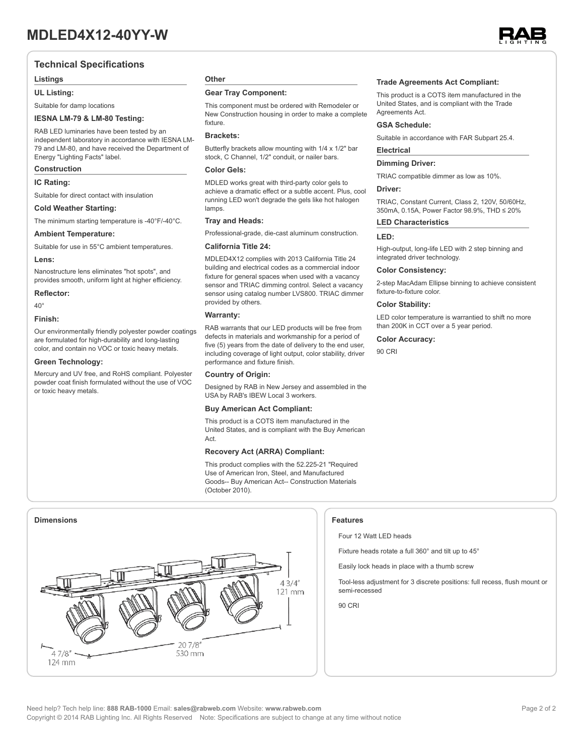# MDLED4X12-40YY-W

## Technical Specifications

### Listings

#### UL Listing:

Suitable for damp locations

#### IESNA LM-79 & LM-80 Testing:

RAB LED luminaries have been tested by an independent laboratory in accordance with IESNA LM-79 and LM-80, and have received the Department of Energy "Lighting Facts" label.

### Construction

#### IC Rating:

Suitable for direct contact with insulation

#### Cold Weather Starting:

The minimum starting temperature is -40°F/-40°C.

#### Ambient Temperature:

Suitable for use in 55°C ambient temperatures.

#### Lens:

Nanostructure lens eliminates "hot spots", and provides smooth, uniform light at higher efficiency.

#### Reflector:

40°

#### Finish:

Our environmentally friendly polyester powder coatings are formulated for high-durability and long-lasting color, and contain no VOC or toxic heavy metals.

#### Green Technology:

Mercury and UV free, and RoHS compliant. Polyester powder coat finish formulated without the use of VOC or toxic heavy metals.

### Other

#### Gear Tray Component:

This component must be ordered with Remodeler or New Construction housing in order to make a complete fixture.

#### Brackets:

Butterfly brackets allow mounting with 1/4 x 1/2" bar stock, C Channel, 1/2" conduit, or nailer bars.

#### Color Gels:

MDLED works great with third-party color gels to achieve a dramatic effect or a subtle accent. Plus, cool running LED won't degrade the gels like hot halogen lamps.

#### Tray and Heads:

Professional-grade, die-cast aluminum construction.

#### California Title 24:

MDLED4X12 complies with 2013 California Title 24 building and electrical codes as a commercial indoor fixture for general spaces when used with a vacancy sensor and TRIAC dimming control. Select a vacancy sensor using catalog number LVS800. TRIAC dimmer provided by others.

#### Warranty:

RAB warrants that our LED products will be free from defects in materials and workmanship for a period of five (5) years from the date of delivery to the end user, including coverage of light output, color stability, driver performance and fixture finish.

#### Country of Origin:

Designed by RAB in New Jersey and assembled in the USA by RAB's IBEW Local 3 workers.

#### Buy American Act Compliant:

This product is a COTS item manufactured in the United States, and is compliant with the Buy American Act.

#### Recovery Act (ARRA) Compliant:

This product complies with the 52.225-21 "Required Use of American Iron, Steel, and Manufactured Goods-- Buy American Act-- Construction Materials (October 2010).

#### Trade Agreements Act Compliant:

This product is a COTS item manufactured in the United States, and is compliant with the Trade Agreements Act.

#### GSA Schedule:

Suitable in accordance with FAR Subpart 25.4.

### Electrical

#### Dimming Driver:

TRIAC compatible dimmer as low as 10%.

#### Driver:

TRIAC, Constant Current, Class 2, 120V, 50/60Hz, 350mA, 0.15A, Power Factor 98.9%, THD ≤ 20%

### LED Characteristics

#### LED:

High-output, long-life LED with 2 step binning and integrated driver technology.

#### Color Consistency:

2-step MacAdam Ellipse binning to achieve consistent fixture-to-fixture color.

#### Color Stability:

LED color temperature is warrantied to shift no more than 200K in CCT over a 5 year period.

#### Color Accuracy:

90 CRI

## Dimensions

4 3/4"
121 mm

20 7/8"
530 mm

4 7/8"
124 mm

## Features

Four 12 Watt LED heads

Fixture heads rotate a full 360° and tilt up to 45°

Easily lock heads in place with a thumb screw

Tool-less adjustment for 3 discrete positions: full recess, flush mount or semi-recessed

90 CRI

Need help? Tech help line: **888 RAB-1000** Email: **sales@rabweb.com** Website: **www.rabweb.com**
Copyright © 2014 RAB Lighting Inc. All Rights Reserved Note: Specifications are subject to change at any time without notice